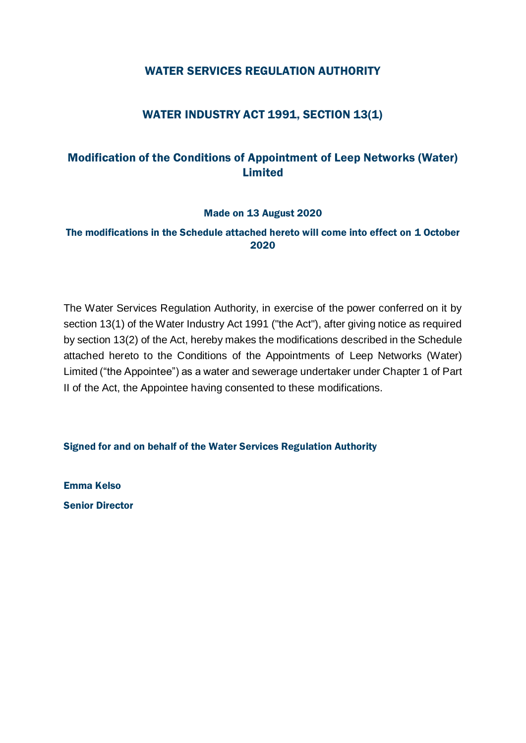# WATER SERVICES REGULATION AUTHORITY

## WATER INDUSTRY ACT 1991, SECTION 13(1)

## Modification of the Conditions of Appointment of Leep Networks (Water) Limited

**Made on 13 August 2020**

**The modifications in the Schedule attached hereto will come into effect on 1 October 2020**

The Water Services Regulation Authority, in exercise of the power conferred on it by section 13(1) of the Water Industry Act 1991 ("the Act"), after giving notice as required by section 13(2) of the Act, hereby makes the modifications described in the Schedule attached hereto to the Conditions of the Appointments of Leep Networks (Water) Limited ("the Appointee") as a water and sewerage undertaker under Chapter 1 of Part II of the Act, the Appointee having consented to these modifications.

**Signed for and on behalf of the Water Services Regulation Authority**

**Emma Kelso**

**Senior Director**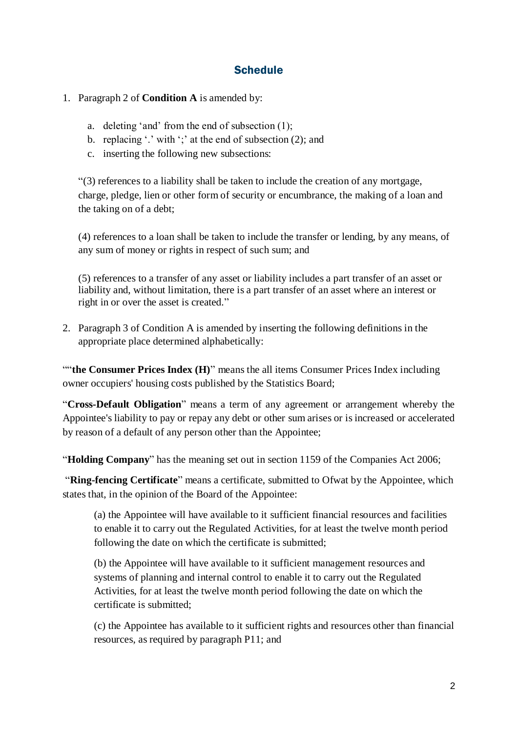## Schedule

1. Paragraph 2 of **Condition A** is amended by:

   a. deleting 'and' from the end of subsection (1);
   b. replacing '.' with ';' at the end of subsection (2); and
   c. inserting the following new subsections:

   "(3) references to a liability shall be taken to include the creation of any mortgage, charge, pledge, lien or other form of security or encumbrance, the making of a loan and the taking on of a debt;

   (4) references to a loan shall be taken to include the transfer or lending, by any means, of any sum of money or rights in respect of such sum; and

   (5) references to a transfer of any asset or liability includes a part transfer of an asset or liability and, without limitation, there is a part transfer of an asset where an interest or right in or over the asset is created."

2. Paragraph 3 of Condition A is amended by inserting the following definitions in the appropriate place determined alphabetically:

""**the Consumer Prices Index (H)**" means the all items Consumer Prices Index including owner occupiers' housing costs published by the Statistics Board;

"**Cross-Default Obligation**" means a term of any agreement or arrangement whereby the Appointee's liability to pay or repay any debt or other sum arises or is increased or accelerated by reason of a default of any person other than the Appointee;

"**Holding Company**" has the meaning set out in section 1159 of the Companies Act 2006;

"**Ring-fencing Certificate**" means a certificate, submitted to Ofwat by the Appointee, which states that, in the opinion of the Board of the Appointee:

> (a) the Appointee will have available to it sufficient financial resources and facilities to enable it to carry out the Regulated Activities, for at least the twelve month period following the date on which the certificate is submitted;
>
> (b) the Appointee will have available to it sufficient management resources and systems of planning and internal control to enable it to carry out the Regulated Activities, for at least the twelve month period following the date on which the certificate is submitted;
>
> (c) the Appointee has available to it sufficient rights and resources other than financial resources, as required by paragraph P11; and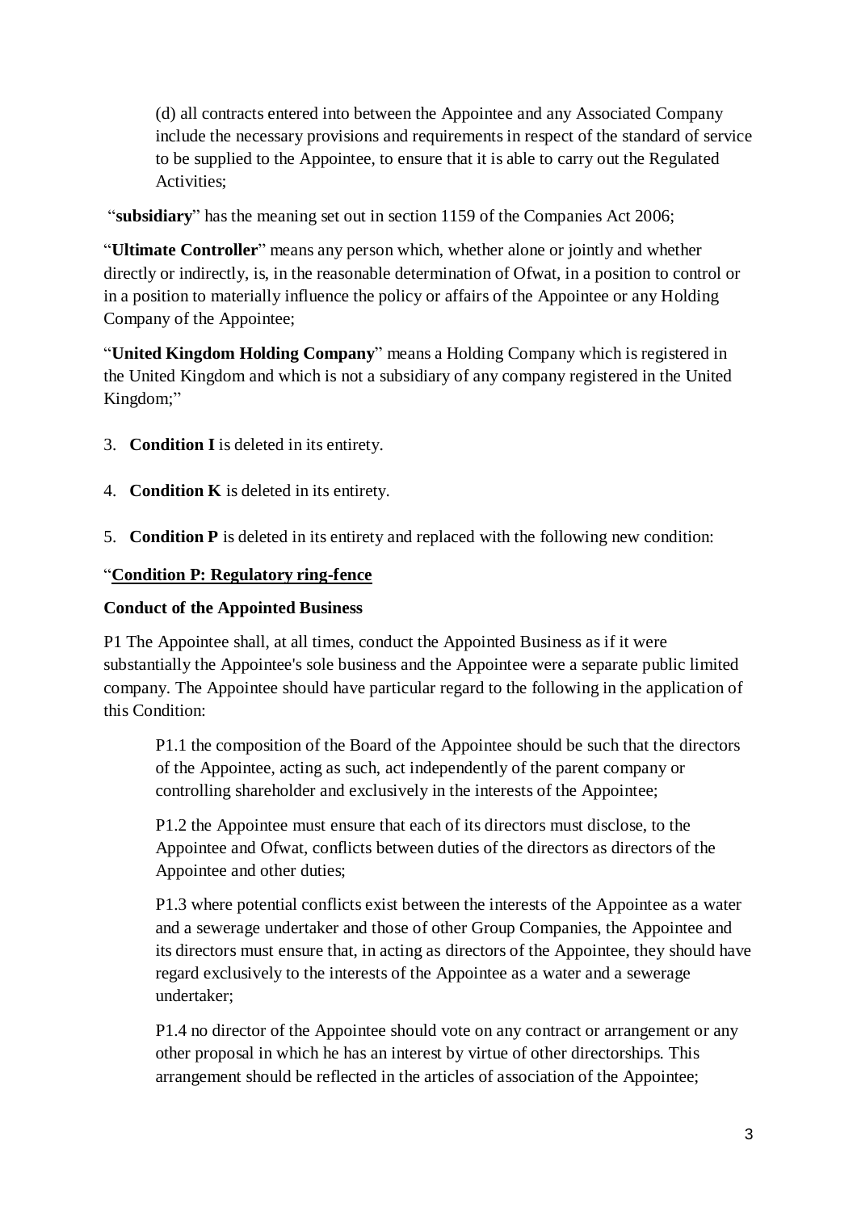(d) all contracts entered into between the Appointee and any Associated Company include the necessary provisions and requirements in respect of the standard of service to be supplied to the Appointee, to ensure that it is able to carry out the Regulated Activities;

"**subsidiary**" has the meaning set out in section 1159 of the Companies Act 2006;

"**Ultimate Controller**" means any person which, whether alone or jointly and whether directly or indirectly, is, in the reasonable determination of Ofwat, in a position to control or in a position to materially influence the policy or affairs of the Appointee or any Holding Company of the Appointee;

"**United Kingdom Holding Company**" means a Holding Company which is registered in the United Kingdom and which is not a subsidiary of any company registered in the United Kingdom;"

3. **Condition I** is deleted in its entirety.

4. **Condition K** is deleted in its entirety.

5. **Condition P** is deleted in its entirety and replaced with the following new condition:

"**<u>Condition P: Regulatory ring-fence</u>**

**Conduct of the Appointed Business**

P1 The Appointee shall, at all times, conduct the Appointed Business as if it were substantially the Appointee's sole business and the Appointee were a separate public limited company. The Appointee should have particular regard to the following in the application of this Condition:

P1.1 the composition of the Board of the Appointee should be such that the directors of the Appointee, acting as such, act independently of the parent company or controlling shareholder and exclusively in the interests of the Appointee;

P1.2 the Appointee must ensure that each of its directors must disclose, to the Appointee and Ofwat, conflicts between duties of the directors as directors of the Appointee and other duties;

P1.3 where potential conflicts exist between the interests of the Appointee as a water and a sewerage undertaker and those of other Group Companies, the Appointee and its directors must ensure that, in acting as directors of the Appointee, they should have regard exclusively to the interests of the Appointee as a water and a sewerage undertaker;

P1.4 no director of the Appointee should vote on any contract or arrangement or any other proposal in which he has an interest by virtue of other directorships. This arrangement should be reflected in the articles of association of the Appointee;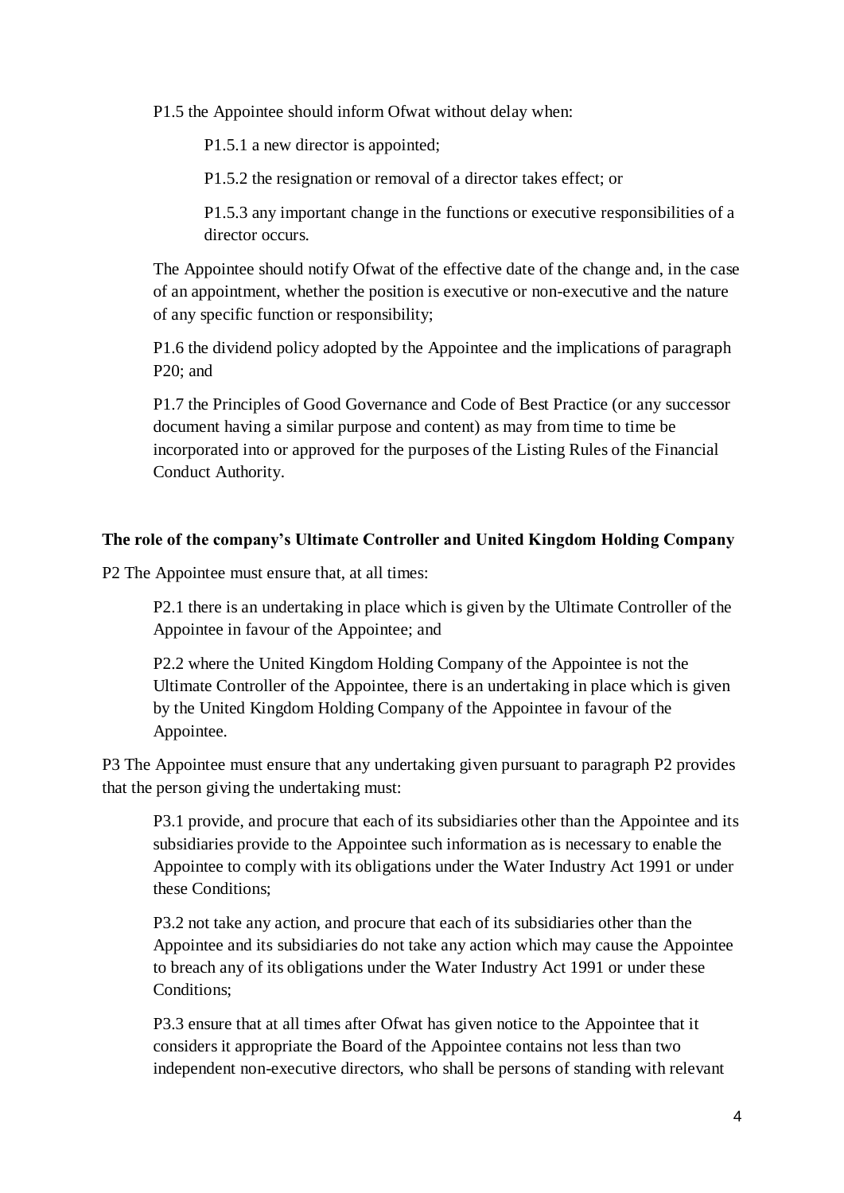P1.5 the Appointee should inform Ofwat without delay when:

P1.5.1 a new director is appointed;

P1.5.2 the resignation or removal of a director takes effect; or

P1.5.3 any important change in the functions or executive responsibilities of a director occurs.

The Appointee should notify Ofwat of the effective date of the change and, in the case of an appointment, whether the position is executive or non-executive and the nature of any specific function or responsibility;

P1.6 the dividend policy adopted by the Appointee and the implications of paragraph P20; and

P1.7 the Principles of Good Governance and Code of Best Practice (or any successor document having a similar purpose and content) as may from time to time be incorporated into or approved for the purposes of the Listing Rules of the Financial Conduct Authority.

**The role of the company's Ultimate Controller and United Kingdom Holding Company**

P2 The Appointee must ensure that, at all times:

P2.1 there is an undertaking in place which is given by the Ultimate Controller of the Appointee in favour of the Appointee; and

P2.2 where the United Kingdom Holding Company of the Appointee is not the Ultimate Controller of the Appointee, there is an undertaking in place which is given by the United Kingdom Holding Company of the Appointee in favour of the Appointee.

P3 The Appointee must ensure that any undertaking given pursuant to paragraph P2 provides that the person giving the undertaking must:

P3.1 provide, and procure that each of its subsidiaries other than the Appointee and its subsidiaries provide to the Appointee such information as is necessary to enable the Appointee to comply with its obligations under the Water Industry Act 1991 or under these Conditions;

P3.2 not take any action, and procure that each of its subsidiaries other than the Appointee and its subsidiaries do not take any action which may cause the Appointee to breach any of its obligations under the Water Industry Act 1991 or under these Conditions;

P3.3 ensure that at all times after Ofwat has given notice to the Appointee that it considers it appropriate the Board of the Appointee contains not less than two independent non-executive directors, who shall be persons of standing with relevant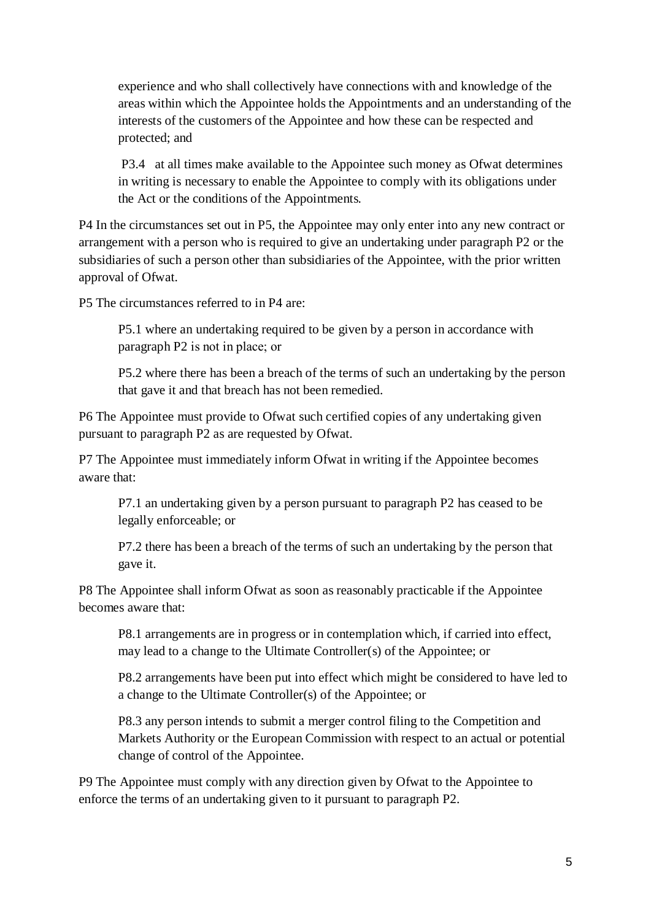experience and who shall collectively have connections with and knowledge of the areas within which the Appointee holds the Appointments and an understanding of the interests of the customers of the Appointee and how these can be respected and protected; and

P3.4 at all times make available to the Appointee such money as Ofwat determines in writing is necessary to enable the Appointee to comply with its obligations under the Act or the conditions of the Appointments.

P4 In the circumstances set out in P5, the Appointee may only enter into any new contract or arrangement with a person who is required to give an undertaking under paragraph P2 or the subsidiaries of such a person other than subsidiaries of the Appointee, with the prior written approval of Ofwat.

P5 The circumstances referred to in P4 are:

P5.1 where an undertaking required to be given by a person in accordance with paragraph P2 is not in place; or

P5.2 where there has been a breach of the terms of such an undertaking by the person that gave it and that breach has not been remedied.

P6 The Appointee must provide to Ofwat such certified copies of any undertaking given pursuant to paragraph P2 as are requested by Ofwat.

P7 The Appointee must immediately inform Ofwat in writing if the Appointee becomes aware that:

P7.1 an undertaking given by a person pursuant to paragraph P2 has ceased to be legally enforceable; or

P7.2 there has been a breach of the terms of such an undertaking by the person that gave it.

P8 The Appointee shall inform Ofwat as soon as reasonably practicable if the Appointee becomes aware that:

P8.1 arrangements are in progress or in contemplation which, if carried into effect, may lead to a change to the Ultimate Controller(s) of the Appointee; or

P8.2 arrangements have been put into effect which might be considered to have led to a change to the Ultimate Controller(s) of the Appointee; or

P8.3 any person intends to submit a merger control filing to the Competition and Markets Authority or the European Commission with respect to an actual or potential change of control of the Appointee.

P9 The Appointee must comply with any direction given by Ofwat to the Appointee to enforce the terms of an undertaking given to it pursuant to paragraph P2.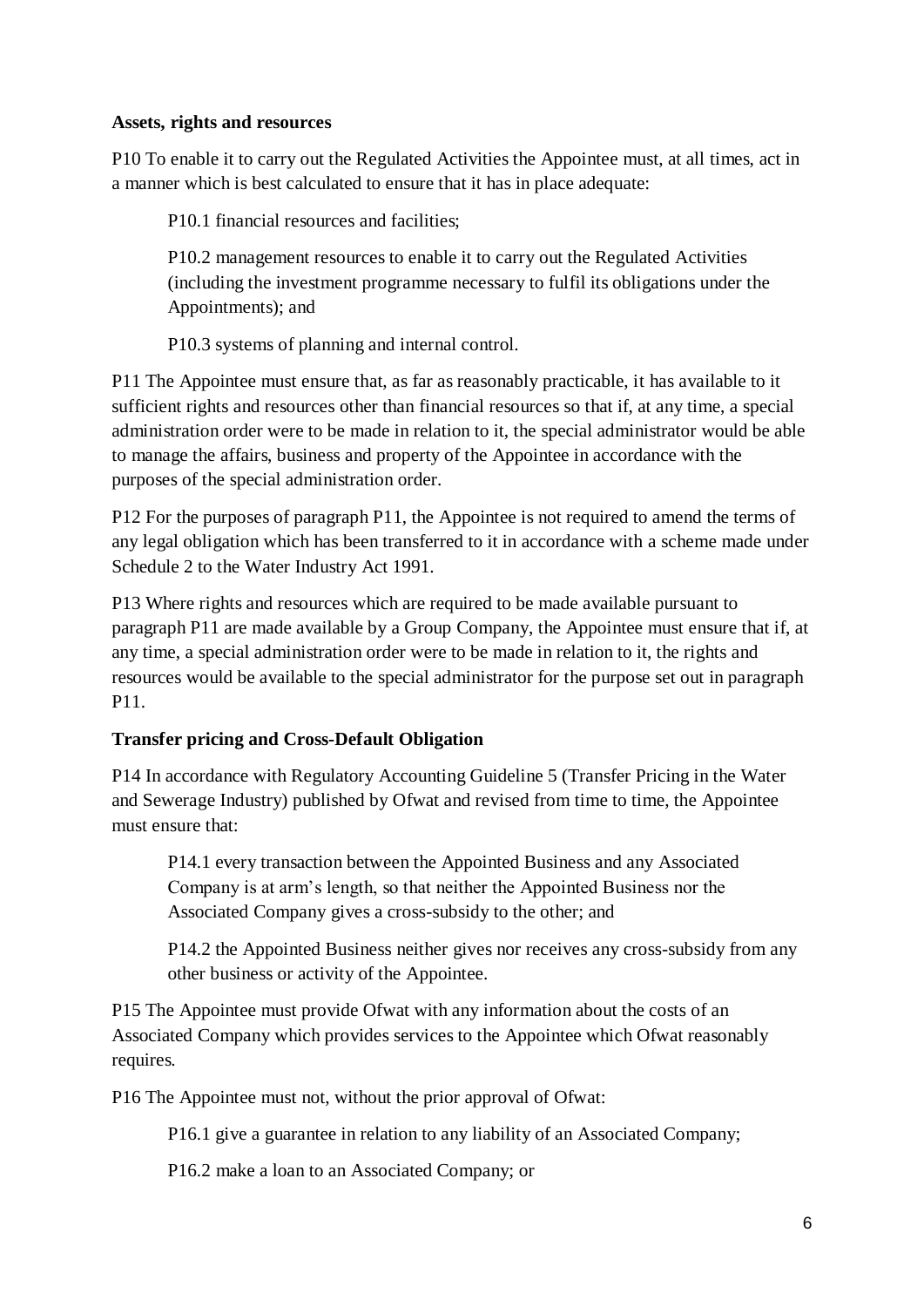**Assets, rights and resources**

P10 To enable it to carry out the Regulated Activities the Appointee must, at all times, act in a manner which is best calculated to ensure that it has in place adequate:

P10.1 financial resources and facilities;

P10.2 management resources to enable it to carry out the Regulated Activities (including the investment programme necessary to fulfil its obligations under the Appointments); and

P10.3 systems of planning and internal control.

P11 The Appointee must ensure that, as far as reasonably practicable, it has available to it sufficient rights and resources other than financial resources so that if, at any time, a special administration order were to be made in relation to it, the special administrator would be able to manage the affairs, business and property of the Appointee in accordance with the purposes of the special administration order.

P12 For the purposes of paragraph P11, the Appointee is not required to amend the terms of any legal obligation which has been transferred to it in accordance with a scheme made under Schedule 2 to the Water Industry Act 1991.

P13 Where rights and resources which are required to be made available pursuant to paragraph P11 are made available by a Group Company, the Appointee must ensure that if, at any time, a special administration order were to be made in relation to it, the rights and resources would be available to the special administrator for the purpose set out in paragraph P11.

**Transfer pricing and Cross-Default Obligation**

P14 In accordance with Regulatory Accounting Guideline 5 (Transfer Pricing in the Water and Sewerage Industry) published by Ofwat and revised from time to time, the Appointee must ensure that:

P14.1 every transaction between the Appointed Business and any Associated Company is at arm's length, so that neither the Appointed Business nor the Associated Company gives a cross-subsidy to the other; and

P14.2 the Appointed Business neither gives nor receives any cross-subsidy from any other business or activity of the Appointee.

P15 The Appointee must provide Ofwat with any information about the costs of an Associated Company which provides services to the Appointee which Ofwat reasonably requires.

P16 The Appointee must not, without the prior approval of Ofwat:

P16.1 give a guarantee in relation to any liability of an Associated Company;

P16.2 make a loan to an Associated Company; or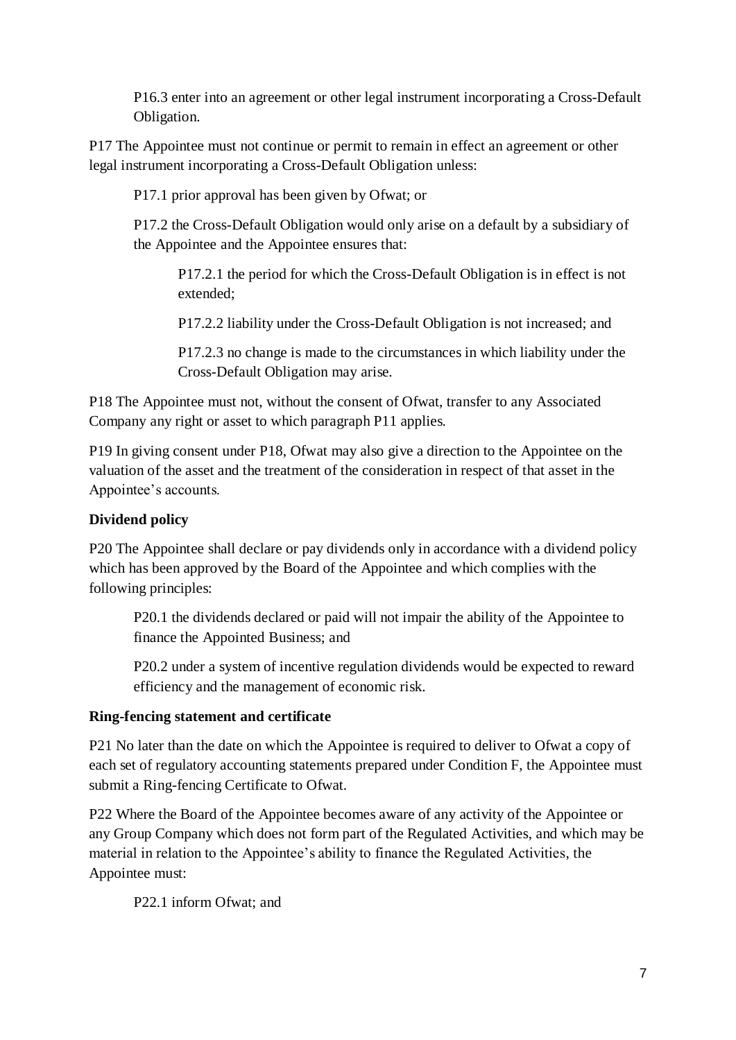P16.3 enter into an agreement or other legal instrument incorporating a Cross-Default Obligation.

P17 The Appointee must not continue or permit to remain in effect an agreement or other legal instrument incorporating a Cross-Default Obligation unless:

P17.1 prior approval has been given by Ofwat; or

P17.2 the Cross-Default Obligation would only arise on a default by a subsidiary of the Appointee and the Appointee ensures that:

P17.2.1 the period for which the Cross-Default Obligation is in effect is not extended;

P17.2.2 liability under the Cross-Default Obligation is not increased; and

P17.2.3 no change is made to the circumstances in which liability under the Cross-Default Obligation may arise.

P18 The Appointee must not, without the consent of Ofwat, transfer to any Associated Company any right or asset to which paragraph P11 applies.

P19 In giving consent under P18, Ofwat may also give a direction to the Appointee on the valuation of the asset and the treatment of the consideration in respect of that asset in the Appointee's accounts.

**Dividend policy**

P20 The Appointee shall declare or pay dividends only in accordance with a dividend policy which has been approved by the Board of the Appointee and which complies with the following principles:

P20.1 the dividends declared or paid will not impair the ability of the Appointee to finance the Appointed Business; and

P20.2 under a system of incentive regulation dividends would be expected to reward efficiency and the management of economic risk.

**Ring-fencing statement and certificate**

P21 No later than the date on which the Appointee is required to deliver to Ofwat a copy of each set of regulatory accounting statements prepared under Condition F, the Appointee must submit a Ring-fencing Certificate to Ofwat.

P22 Where the Board of the Appointee becomes aware of any activity of the Appointee or any Group Company which does not form part of the Regulated Activities, and which may be material in relation to the Appointee's ability to finance the Regulated Activities, the Appointee must:

P22.1 inform Ofwat; and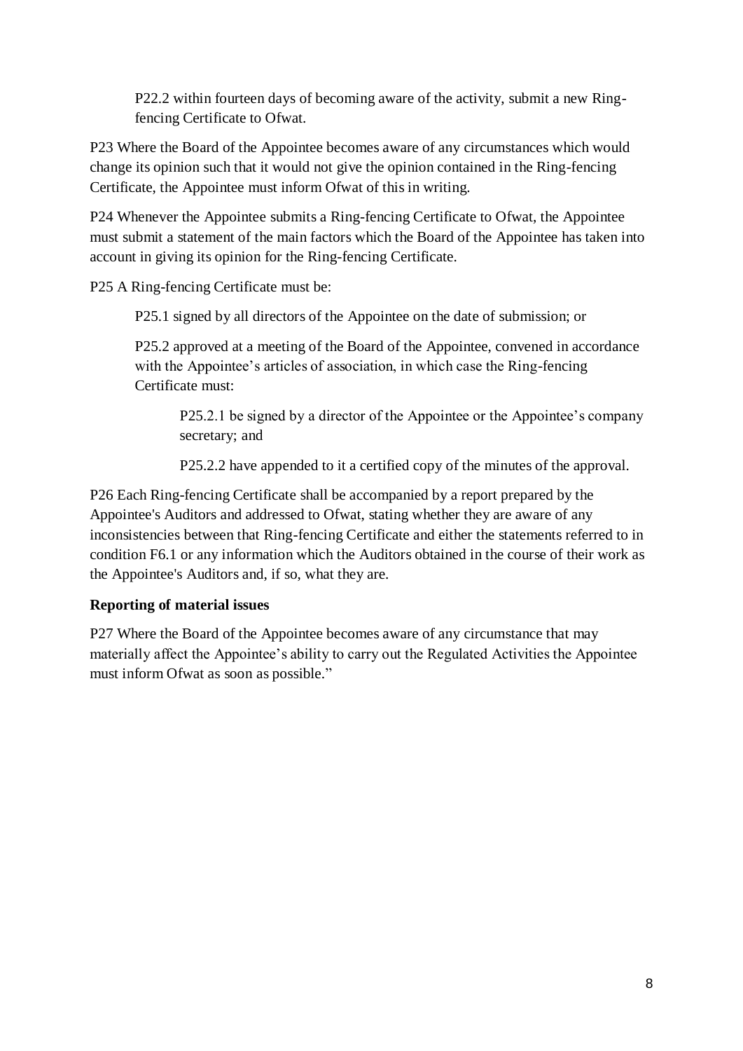P22.2 within fourteen days of becoming aware of the activity, submit a new Ring-fencing Certificate to Ofwat.

P23 Where the Board of the Appointee becomes aware of any circumstances which would change its opinion such that it would not give the opinion contained in the Ring-fencing Certificate, the Appointee must inform Ofwat of this in writing.

P24 Whenever the Appointee submits a Ring-fencing Certificate to Ofwat, the Appointee must submit a statement of the main factors which the Board of the Appointee has taken into account in giving its opinion for the Ring-fencing Certificate.

P25 A Ring-fencing Certificate must be:

P25.1 signed by all directors of the Appointee on the date of submission; or

P25.2 approved at a meeting of the Board of the Appointee, convened in accordance with the Appointee's articles of association, in which case the Ring-fencing Certificate must:

P25.2.1 be signed by a director of the Appointee or the Appointee's company secretary; and

P25.2.2 have appended to it a certified copy of the minutes of the approval.

P26 Each Ring-fencing Certificate shall be accompanied by a report prepared by the Appointee's Auditors and addressed to Ofwat, stating whether they are aware of any inconsistencies between that Ring-fencing Certificate and either the statements referred to in condition F6.1 or any information which the Auditors obtained in the course of their work as the Appointee's Auditors and, if so, what they are.

**Reporting of material issues**

P27 Where the Board of the Appointee becomes aware of any circumstance that may materially affect the Appointee's ability to carry out the Regulated Activities the Appointee must inform Ofwat as soon as possible."